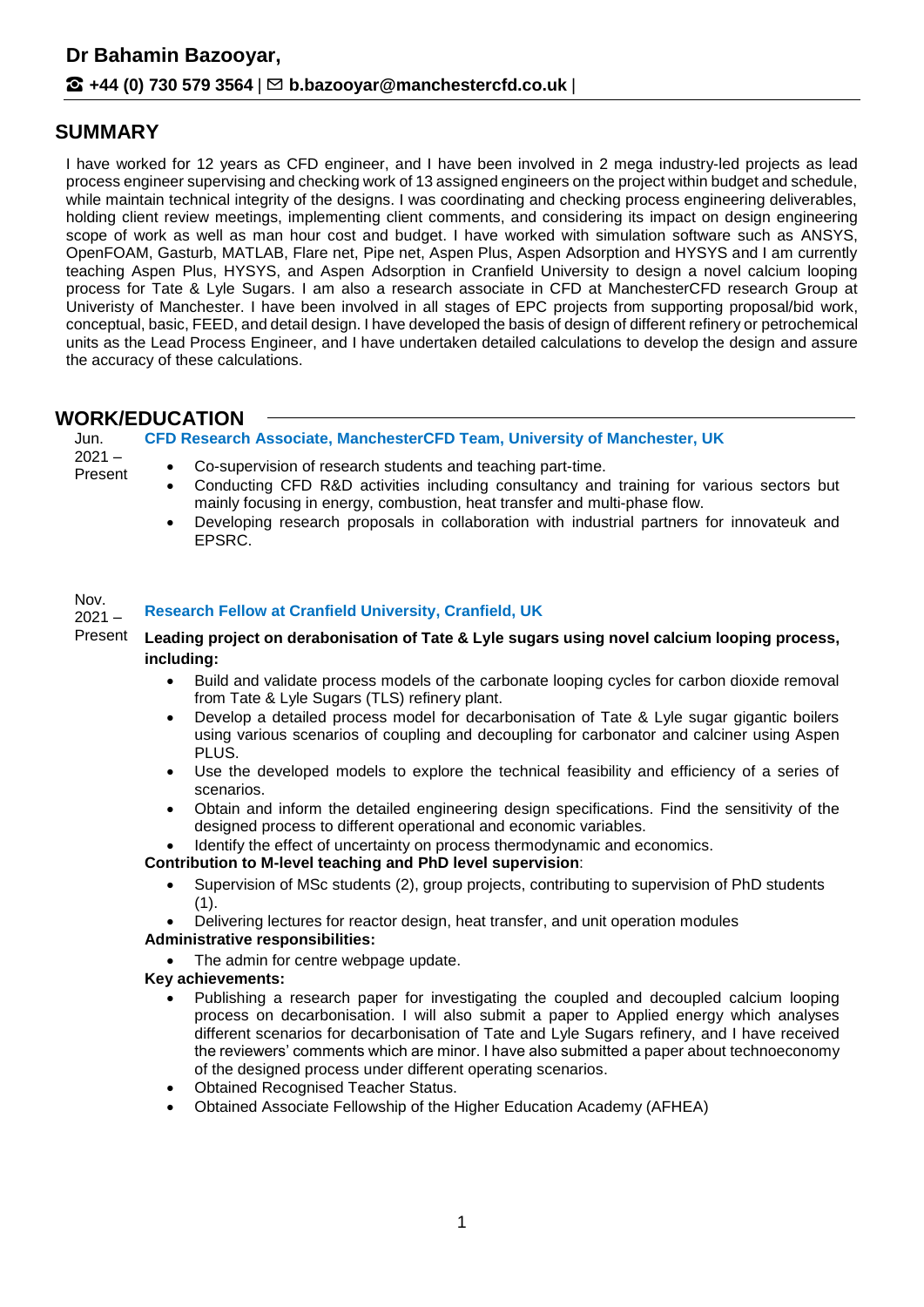# Dr Bahamin Bazooyar,

☎ **+44 (0) 730 579 3564** | ✉ **b.bazooyar@manchestercfd.co.uk** |

## SUMMARY

I have worked for 12 years as CFD engineer, and I have been involved in 2 mega industry-led projects as lead process engineer supervising and checking work of 13 assigned engineers on the project within budget and schedule, while maintain technical integrity of the designs. I was coordinating and checking process engineering deliverables, holding client review meetings, implementing client comments, and considering its impact on design engineering scope of work as well as man hour cost and budget. I have worked with simulation software such as ANSYS, OpenFOAM, Gasturb, MATLAB, Flare net, Pipe net, Aspen Plus, Aspen Adsorption and HYSYS and I am currently teaching Aspen Plus, HYSYS, and Aspen Adsorption in Cranfield University to design a novel calcium looping process for Tate & Lyle Sugars. I am also a research associate in CFD at ManchesterCFD research Group at Univeristy of Manchester. I have been involved in all stages of EPC projects from supporting proposal/bid work, conceptual, basic, FEED, and detail design. I have developed the basis of design of different refinery or petrochemical units as the Lead Process Engineer, and I have undertaken detailed calculations to develop the design and assure the accuracy of these calculations.

## WORK/EDUCATION

Jun. 2021 – Present **CFD Research Associate, ManchesterCFD Team, University of Manchester, UK**

- Co-supervision of research students and teaching part-time.
- Conducting CFD R&D activities including consultancy and training for various sectors but mainly focusing in energy, combustion, heat transfer and multi-phase flow.
- Developing research proposals in collaboration with industrial partners for innovateuk and EPSRC.

Nov. 2021 – Present **Research Fellow at Cranfield University, Cranfield, UK**

**Leading project on derabonisation of Tate & Lyle sugars using novel calcium looping process, including:**

- Build and validate process models of the carbonate looping cycles for carbon dioxide removal from Tate & Lyle Sugars (TLS) refinery plant.
- Develop a detailed process model for decarbonisation of Tate & Lyle sugar gigantic boilers using various scenarios of coupling and decoupling for carbonator and calciner using Aspen PLUS.
- Use the developed models to explore the technical feasibility and efficiency of a series of scenarios.
- Obtain and inform the detailed engineering design specifications. Find the sensitivity of the designed process to different operational and economic variables.
- Identify the effect of uncertainty on process thermodynamic and economics.

**Contribution to M-level teaching and PhD level supervision**:

- Supervision of MSc students (2), group projects, contributing to supervision of PhD students (1).
- Delivering lectures for reactor design, heat transfer, and unit operation modules

**Administrative responsibilities:**

- The admin for centre webpage update.

**Key achievements:**

- Publishing a research paper for investigating the coupled and decoupled calcium looping process on decarbonisation. I will also submit a paper to Applied energy which analyses different scenarios for decarbonisation of Tate and Lyle Sugars refinery, and I have received the reviewers' comments which are minor. I have also submitted a paper about technoeconomy of the designed process under different operating scenarios.
- Obtained Recognised Teacher Status.
- Obtained Associate Fellowship of the Higher Education Academy (AFHEA)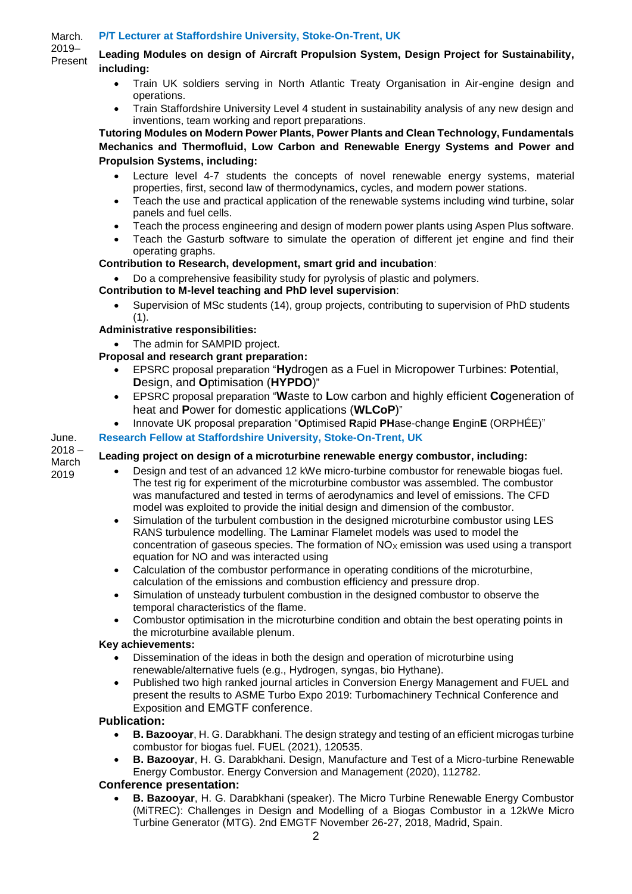March. 2019– Present

### P/T Lecturer at Staffordshire University, Stoke-On-Trent, UK

**Leading Modules on design of Aircraft Propulsion System, Design Project for Sustainability, including:**

- Train UK soldiers serving in North Atlantic Treaty Organisation in Air-engine design and operations.
- Train Staffordshire University Level 4 student in sustainability analysis of any new design and inventions, team working and report preparations.

**Tutoring Modules on Modern Power Plants, Power Plants and Clean Technology, Fundamentals Mechanics and Thermofluid, Low Carbon and Renewable Energy Systems and Power and Propulsion Systems, including:**

- Lecture level 4-7 students the concepts of novel renewable energy systems, material properties, first, second law of thermodynamics, cycles, and modern power stations.
- Teach the use and practical application of the renewable systems including wind turbine, solar panels and fuel cells.
- Teach the process engineering and design of modern power plants using Aspen Plus software.
- Teach the Gasturb software to simulate the operation of different jet engine and find their operating graphs.

**Contribution to Research, development, smart grid and incubation**:

- Do a comprehensive feasibility study for pyrolysis of plastic and polymers.

**Contribution to M-level teaching and PhD level supervision**:

- Supervision of MSc students (14), group projects, contributing to supervision of PhD students (1).

**Administrative responsibilities:**

- The admin for SAMPID project.

**Proposal and research grant preparation:**

- EPSRC proposal preparation "**Hy**drogen as a Fuel in Micropower Turbines: **P**otential, **D**esign, and **O**ptimisation (**HYPDO**)"
- EPSRC proposal preparation "**W**aste to **L**ow carbon and highly efficient **Co**generation of heat and **P**ower for domestic applications (**WLCoP**)"
- Innovate UK proposal preparation "**O**ptimised **R**apid **PH**ase-change **E**ngin**E** (ORPHÉE)"

June. 2018 – March 2019

### Research Fellow at Staffordshire University, Stoke-On-Trent, UK

**Leading project on design of a microturbine renewable energy combustor, including:**

- Design and test of an advanced 12 kWe micro-turbine combustor for renewable biogas fuel. The test rig for experiment of the microturbine combustor was assembled. The combustor was manufactured and tested in terms of aerodynamics and level of emissions. The CFD model was exploited to provide the initial design and dimension of the combustor.
- Simulation of the turbulent combustion in the designed microturbine combustor using LES RANS turbulence modelling. The Laminar Flamelet models was used to model the concentration of gaseous species. The formation of $NO_X$ emission was used using a transport equation for NO and was interacted using
- Calculation of the combustor performance in operating conditions of the microturbine, calculation of the emissions and combustion efficiency and pressure drop.
- Simulation of unsteady turbulent combustion in the designed combustor to observe the temporal characteristics of the flame.
- Combustor optimisation in the microturbine condition and obtain the best operating points in the microturbine available plenum.

**Key achievements:**

- Dissemination of the ideas in both the design and operation of microturbine using renewable/alternative fuels (e.g., Hydrogen, syngas, bio Hythane).
- Published two high ranked journal articles in Conversion Energy Management and FUEL and present the results to ASME Turbo Expo 2019: Turbomachinery Technical Conference and Exposition and EMGTF conference.

**Publication:**

- **B. Bazooyar**, H. G. Darabkhani. The design strategy and testing of an efficient microgas turbine combustor for biogas fuel. FUEL (2021), 120535.
- **B. Bazooyar**, H. G. Darabkhani. Design, Manufacture and Test of a Micro-turbine Renewable Energy Combustor. Energy Conversion and Management (2020), 112782.

**Conference presentation:**

- **B. Bazooyar**, H. G. Darabkhani (speaker). The Micro Turbine Renewable Energy Combustor (MiTREC): Challenges in Design and Modelling of a Biogas Combustor in a 12kWe Micro Turbine Generator (MTG). 2nd EMGTF November 26-27, 2018, Madrid, Spain.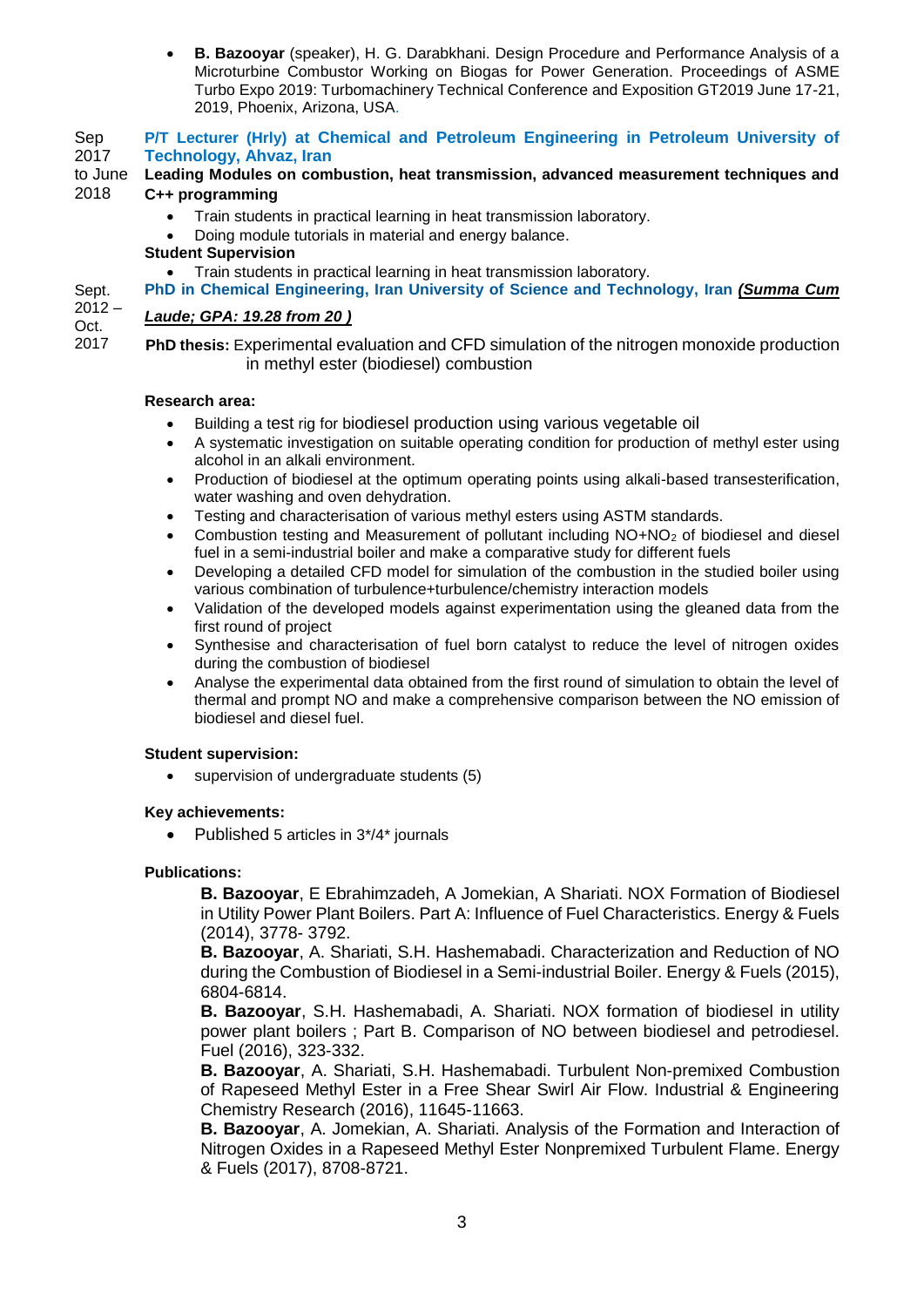- **B. Bazooyar** (speaker), H. G. Darabkhani. Design Procedure and Performance Analysis of a Microturbine Combustor Working on Biogas for Power Generation. Proceedings of ASME Turbo Expo 2019: Turbomachinery Technical Conference and Exposition GT2019 June 17-21, 2019, Phoenix, Arizona, USA.

Sep 2017 to June 2018

**P/T Lecturer (Hrly) at Chemical and Petroleum Engineering in Petroleum University of Technology, Ahvaz, Iran**

**Leading Modules on combustion, heat transmission, advanced measurement techniques and C++ programming**

- Train students in practical learning in heat transmission laboratory.
- Doing module tutorials in material and energy balance.

**Student Supervision**

- Train students in practical learning in heat transmission laboratory.

Sept. 2012 – Oct. 2017

**PhD in Chemical Engineering, Iran University of Science and Technology, Iran** ***(Summa Cum Laude; GPA: 19.28 from 20 )***

**PhD thesis:** Experimental evaluation and CFD simulation of the nitrogen monoxide production in methyl ester (biodiesel) combustion

**Research area:**

- Building a test rig for biodiesel production using various vegetable oil
- A systematic investigation on suitable operating condition for production of methyl ester using alcohol in an alkali environment.
- Production of biodiesel at the optimum operating points using alkali-based transesterification, water washing and oven dehydration.
- Testing and characterisation of various methyl esters using ASTM standards.
- Combustion testing and Measurement of pollutant including NO+$NO_2$ of biodiesel and diesel fuel in a semi-industrial boiler and make a comparative study for different fuels
- Developing a detailed CFD model for simulation of the combustion in the studied boiler using various combination of turbulence+turbulence/chemistry interaction models
- Validation of the developed models against experimentation using the gleaned data from the first round of project
- Synthesise and characterisation of fuel born catalyst to reduce the level of nitrogen oxides during the combustion of biodiesel
- Analyse the experimental data obtained from the first round of simulation to obtain the level of thermal and prompt NO and make a comprehensive comparison between the NO emission of biodiesel and diesel fuel.

**Student supervision:**

- supervision of undergraduate students (5)

**Key achievements:**

- Published 5 articles in 3*/4* journals

**Publications:**

**B. Bazooyar**, E Ebrahimzadeh, A Jomekian, A Shariati. NOX Formation of Biodiesel in Utility Power Plant Boilers. Part A: Influence of Fuel Characteristics. Energy & Fuels (2014), 3778- 3792.

**B. Bazooyar**, A. Shariati, S.H. Hashemabadi. Characterization and Reduction of NO during the Combustion of Biodiesel in a Semi-industrial Boiler. Energy & Fuels (2015), 6804-6814.

**B. Bazooyar**, S.H. Hashemabadi, A. Shariati. NOX formation of biodiesel in utility power plant boilers ; Part B. Comparison of NO between biodiesel and petrodiesel. Fuel (2016), 323-332.

**B. Bazooyar**, A. Shariati, S.H. Hashemabadi. Turbulent Non-premixed Combustion of Rapeseed Methyl Ester in a Free Shear Swirl Air Flow. Industrial & Engineering Chemistry Research (2016), 11645-11663.

**B. Bazooyar**, A. Jomekian, A. Shariati. Analysis of the Formation and Interaction of Nitrogen Oxides in a Rapeseed Methyl Ester Nonpremixed Turbulent Flame. Energy & Fuels (2017), 8708-8721.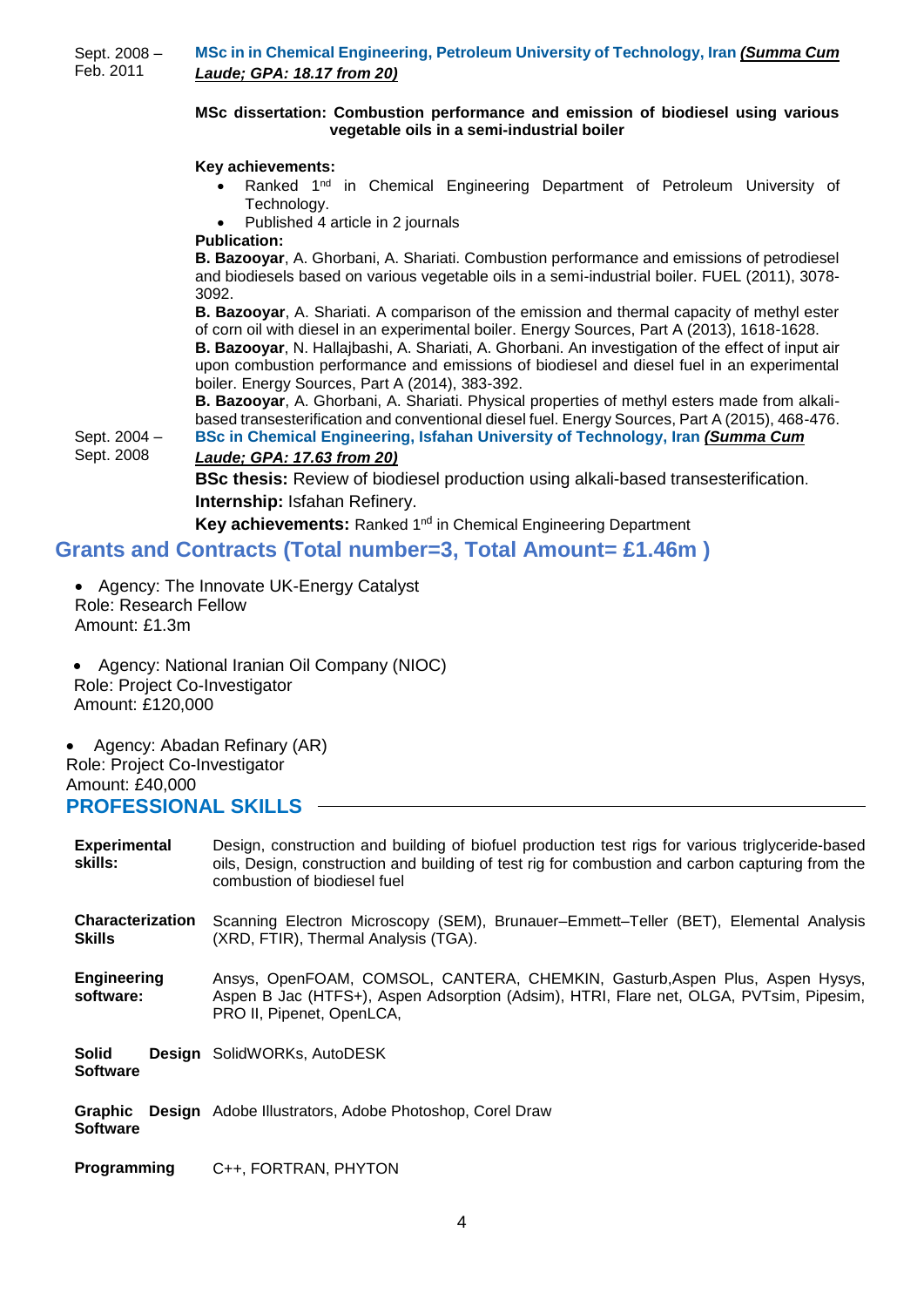Sept. 2008 – Feb. 2011

**MSc in in Chemical Engineering, Petroleum University of Technology, Iran** ***(Summa Cum Laude; GPA: 18.17 from 20)***

**MSc dissertation: Combustion performance and emission of biodiesel using various vegetable oils in a semi-industrial boiler**

**Key achievements:**

- Ranked 1[st] in Chemical Engineering Department of Petroleum University of Technology.
- Published 4 article in 2 journals

**Publication:**

**B. Bazooyar**, A. Ghorbani, A. Shariati. Combustion performance and emissions of petrodiesel and biodiesels based on various vegetable oils in a semi-industrial boiler. FUEL (2011), 3078-3092.

**B. Bazooyar**, A. Shariati. A comparison of the emission and thermal capacity of methyl ester of corn oil with diesel in an experimental boiler. Energy Sources, Part A (2013), 1618-1628.

**B. Bazooyar**, N. Hallajbashi, A. Shariati, A. Ghorbani. An investigation of the effect of input air upon combustion performance and emissions of biodiesel and diesel fuel in an experimental boiler. Energy Sources, Part A (2014), 383-392.

**B. Bazooyar**, A. Ghorbani, A. Shariati. Physical properties of methyl esters made from alkali-based transesterification and conventional diesel fuel. Energy Sources, Part A (2015), 468-476.

Sept. 2004 – Sept. 2008

**BSc in Chemical Engineering, Isfahan University of Technology, Iran** ***(Summa Cum Laude; GPA: 17.63 from 20)***

**BSc thesis:** Review of biodiesel production using alkali-based transesterification.

**Internship:** Isfahan Refinery.

**Key achievements:** Ranked 1[nd] in Chemical Engineering Department

## Grants and Contracts (Total number=3, Total Amount= £1.46m )

- Agency: The Innovate UK-Energy Catalyst
  Role: Research Fellow
  Amount: £1.3m

- Agency: National Iranian Oil Company (NIOC)
  Role: Project Co-Investigator
  Amount: £120,000

- Agency: Abadan Refinary (AR)
  Role: Project Co-Investigator
  Amount: £40,000

## PROFESSIONAL SKILLS

**Experimental skills:** Design, construction and building of biofuel production test rigs for various triglyceride-based oils, Design, construction and building of test rig for combustion and carbon capturing from the combustion of biodiesel fuel

**Characterization Skills** Scanning Electron Microscopy (SEM), Brunauer–Emmett–Teller (BET), Elemental Analysis (XRD, FTIR), Thermal Analysis (TGA).

**Engineering software:** Ansys, OpenFOAM, COMSOL, CANTERA, CHEMKIN, Gasturb,Aspen Plus, Aspen Hysys, Aspen B Jac (HTFS+), Aspen Adsorption (Adsim), HTRI, Flare net, OLGA, PVTsim, Pipesim, PRO II, Pipenet, OpenLCA,

**Solid Design Software** SolidWORKs, AutoDESK

**Graphic Design Software** Adobe Illustrators, Adobe Photoshop, Corel Draw

**Programming** C++, FORTRAN, PHYTON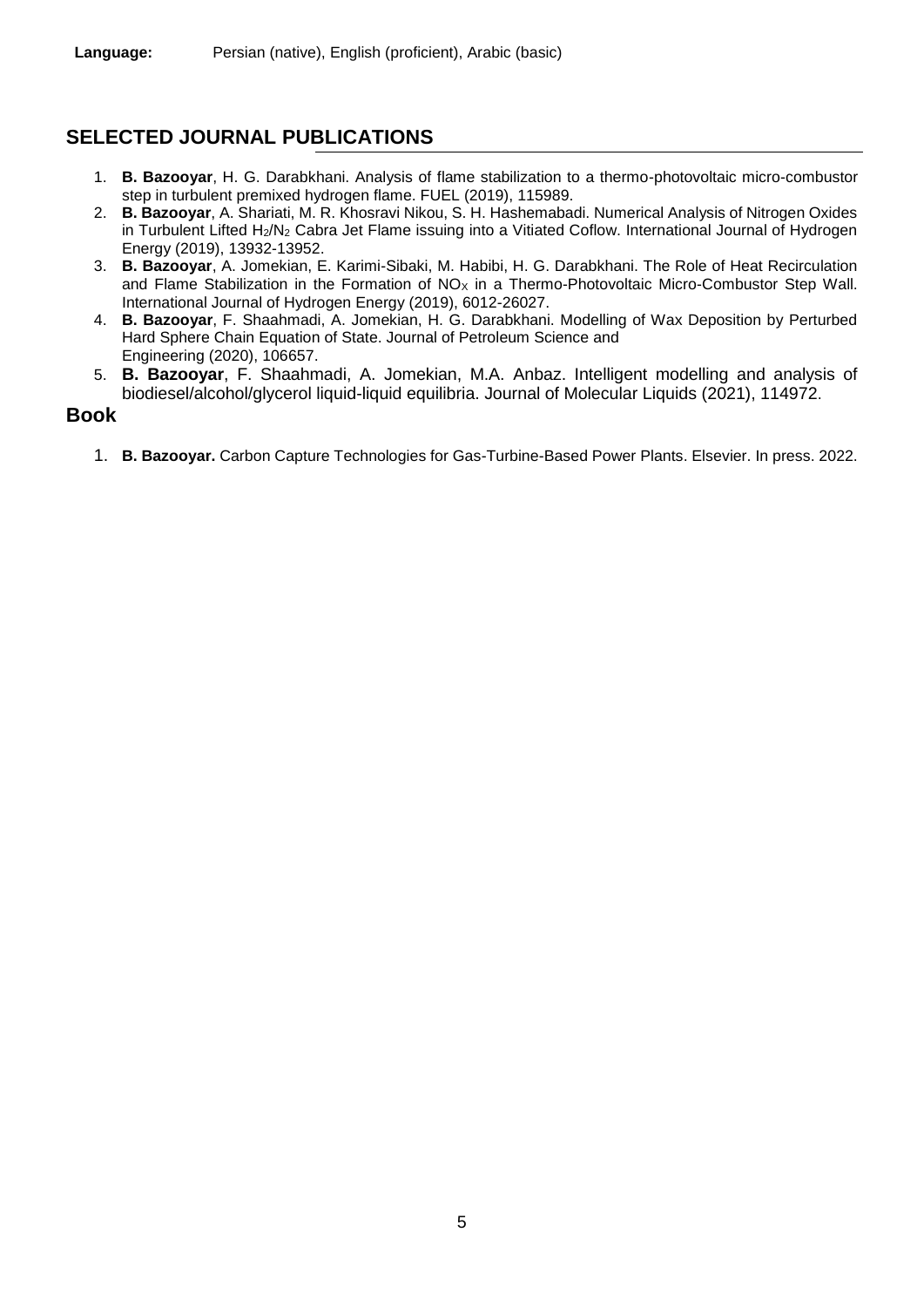**Language:** Persian (native), English (proficient), Arabic (basic)

## SELECTED JOURNAL PUBLICATIONS

1. **B. Bazooyar**, H. G. Darabkhani. Analysis of flame stabilization to a thermo-photovoltaic micro-combustor step in turbulent premixed hydrogen flame. FUEL (2019), 115989.
2. **B. Bazooyar**, A. Shariati, M. R. Khosravi Nikou, S. H. Hashemabadi. Numerical Analysis of Nitrogen Oxides in Turbulent Lifted $H_2/N_2$ Cabra Jet Flame issuing into a Vitiated Coflow. International Journal of Hydrogen Energy (2019), 13932-13952.
3. **B. Bazooyar**, A. Jomekian, E. Karimi-Sibaki, M. Habibi, H. G. Darabkhani. The Role of Heat Recirculation and Flame Stabilization in the Formation of $NO_X$ in a Thermo-Photovoltaic Micro-Combustor Step Wall. International Journal of Hydrogen Energy (2019), 6012-26027.
4. **B. Bazooyar**, F. Shaahmadi, A. Jomekian, H. G. Darabkhani. Modelling of Wax Deposition by Perturbed Hard Sphere Chain Equation of State. Journal of Petroleum Science and Engineering (2020), 106657.
5. **B. Bazooyar**, F. Shaahmadi, A. Jomekian, M.A. Anbaz. Intelligent modelling and analysis of biodiesel/alcohol/glycerol liquid-liquid equilibria. Journal of Molecular Liquids (2021), 114972.

## Book

1. **B. Bazooyar.** Carbon Capture Technologies for Gas-Turbine-Based Power Plants. Elsevier. In press. 2022.